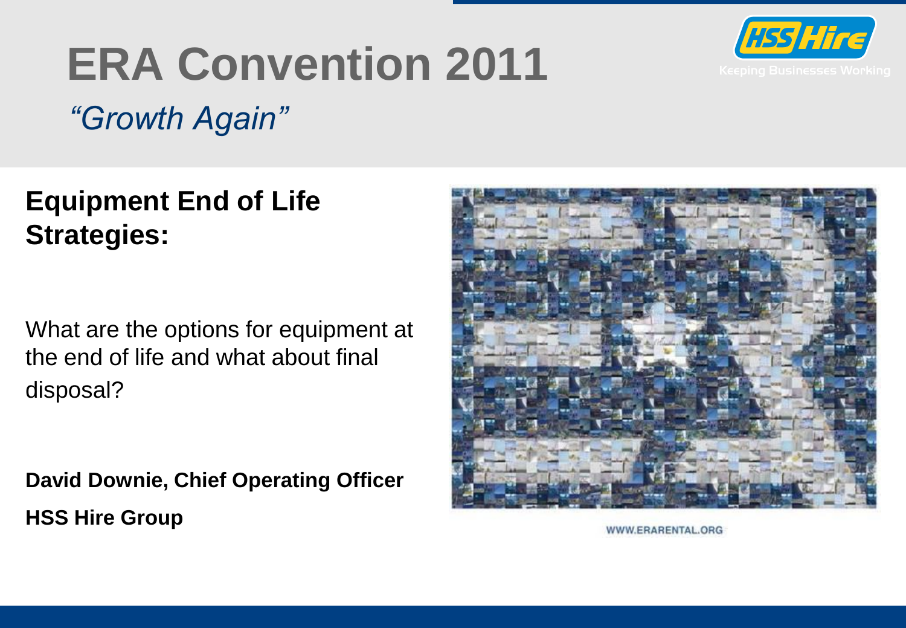# ERA Convention 2011

*"Growth Again"*

HSS Hire
Keeping Businesses Working

## Equipment End of Life Strategies:

What are the options for equipment at the end of life and what about final disposal?

**David Downie, Chief Operating Officer**

**HSS Hire Group**

WWW.ERARENTAL.ORG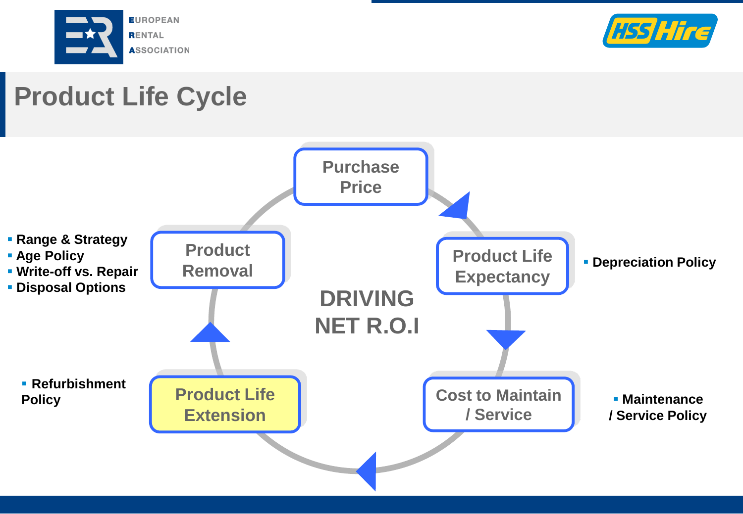# Product Life Cycle

**DRIVING NET R.O.I**

- Purchase Price
- Product Life Expectancy
  - Depreciation Policy
- Cost to Maintain / Service
  - Maintenance / Service Policy
- Product Life Extension
  - Refurbishment Policy
- Product Removal
  - Range & Strategy
  - Age Policy
  - Write-off vs. Repair
  - Disposal Options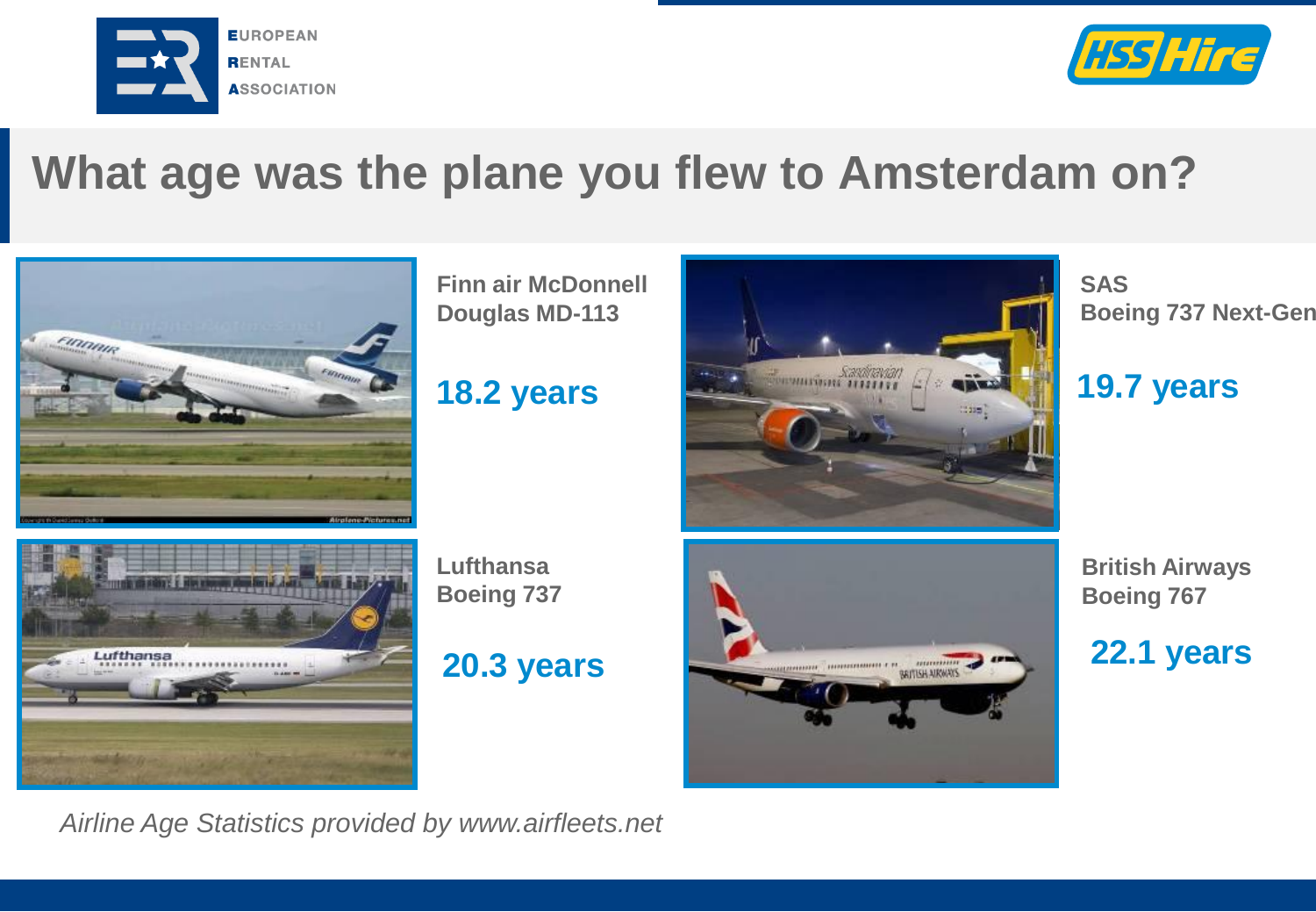# What age was the plane you flew to Amsterdam on?

**Finn air McDonnell Douglas MD-113**

**18.2 years**

**SAS Boeing 737 Next-Gen**

**19.7 years**

**Lufthansa Boeing 737**

**20.3 years**

**British Airways Boeing 767**

**22.1 years**

*Airline Age Statistics provided by www.airfleets.net*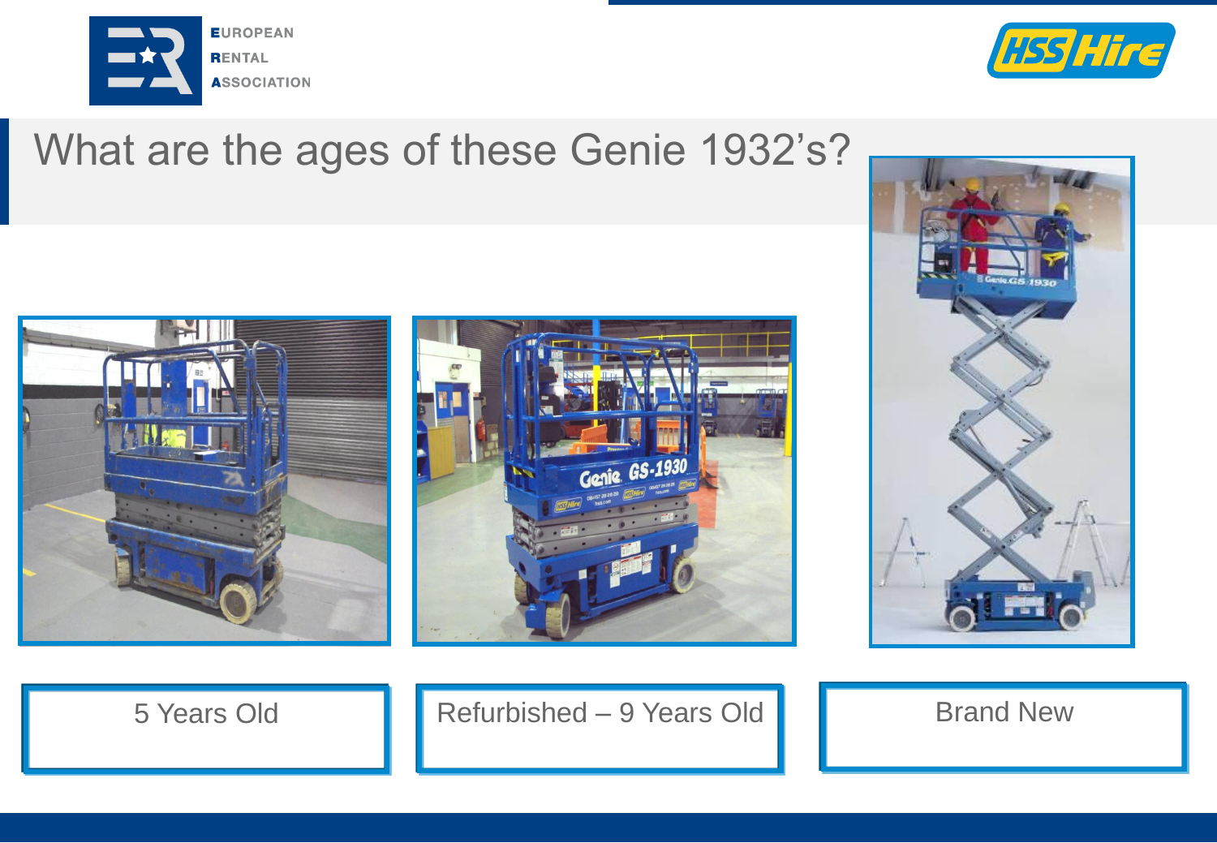# What are the ages of these Genie 1932's?

5 Years Old

Refurbished – 9 Years Old

Brand New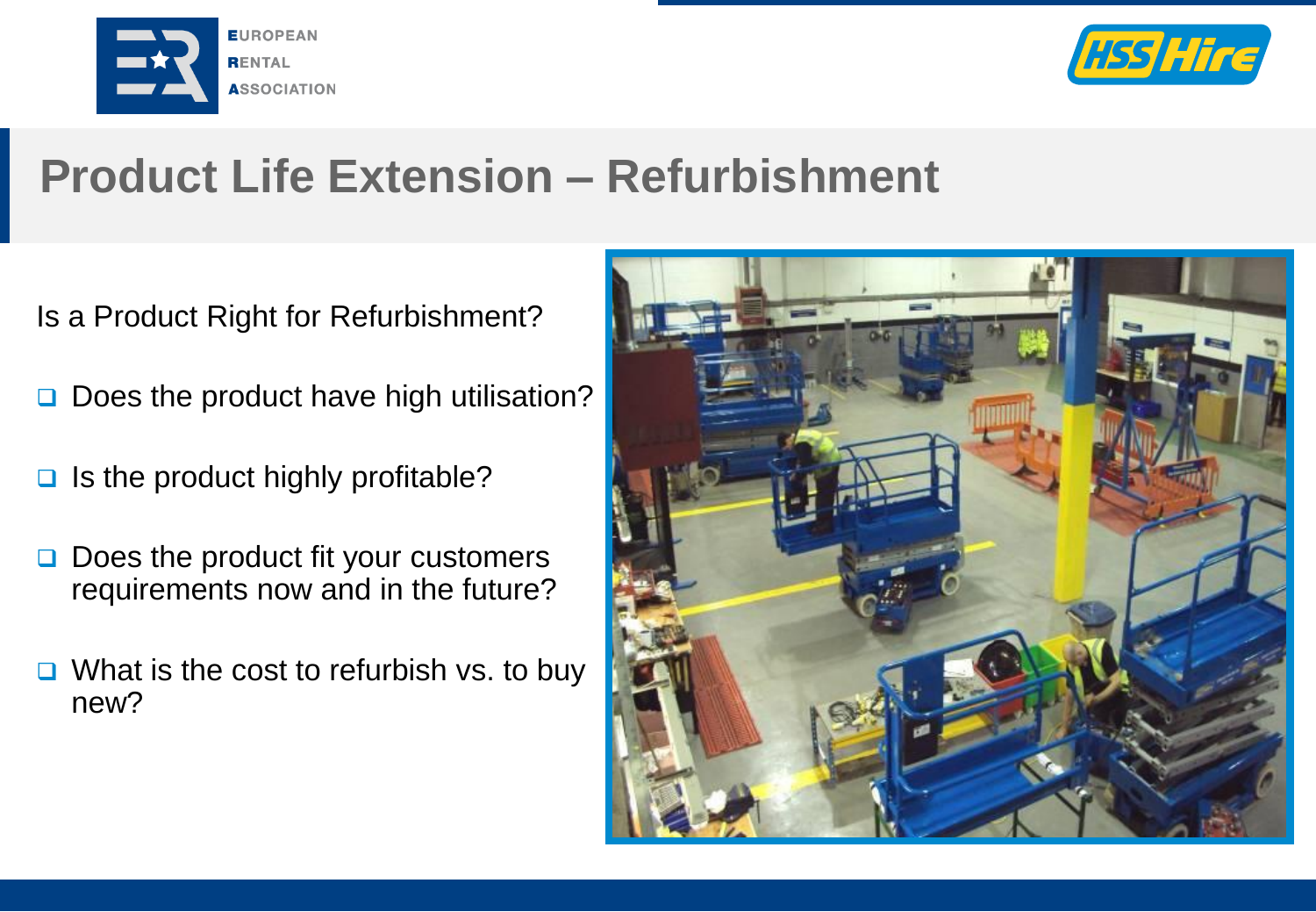# Product Life Extension – Refurbishment

Is a Product Right for Refurbishment?

- Does the product have high utilisation?
- Is the product highly profitable?
- Does the product fit your customers requirements now and in the future?
- What is the cost to refurbish vs. to buy new?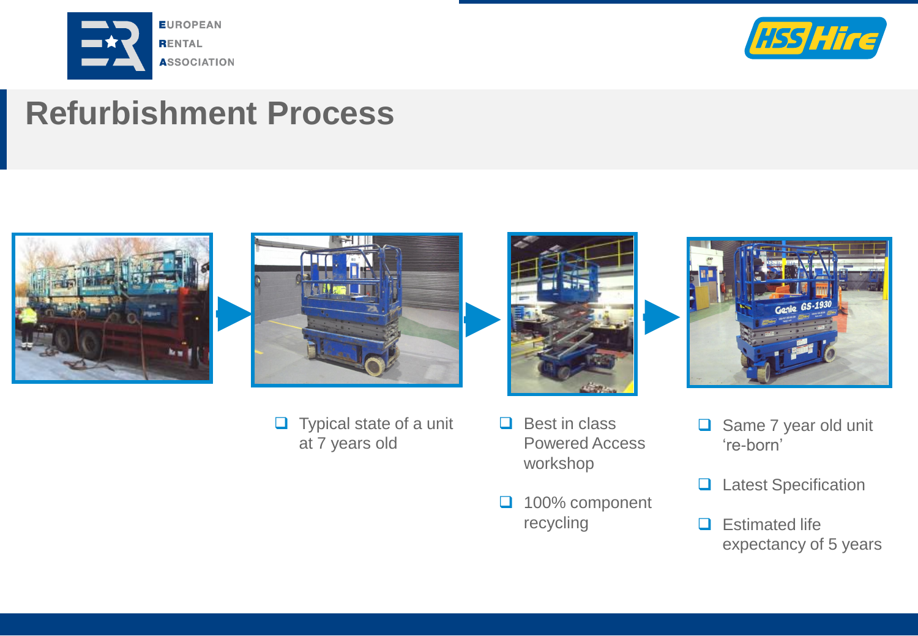# Refurbishment Process

- Typical state of a unit at 7 years old

- Best in class Powered Access workshop
- 100% component recycling

- Same 7 year old unit 're-born'
- Latest Specification
- Estimated life expectancy of 5 years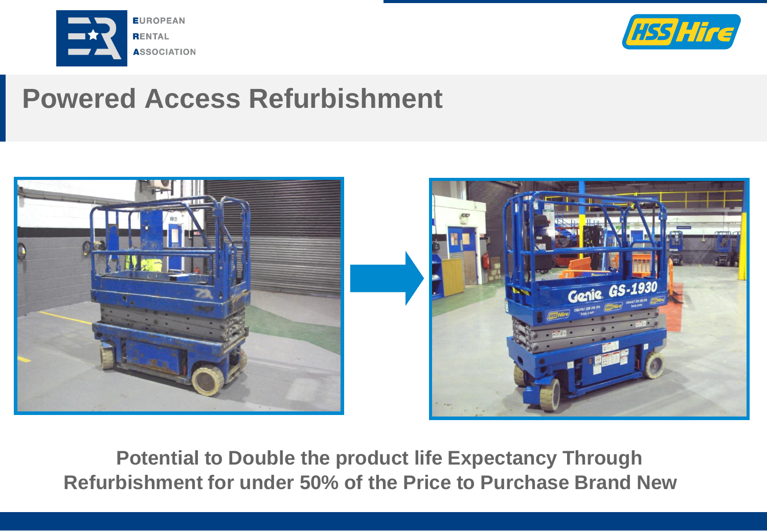# Powered Access Refurbishment

**Potential to Double the product life Expectancy Through Refurbishment for under 50% of the Price to Purchase Brand New**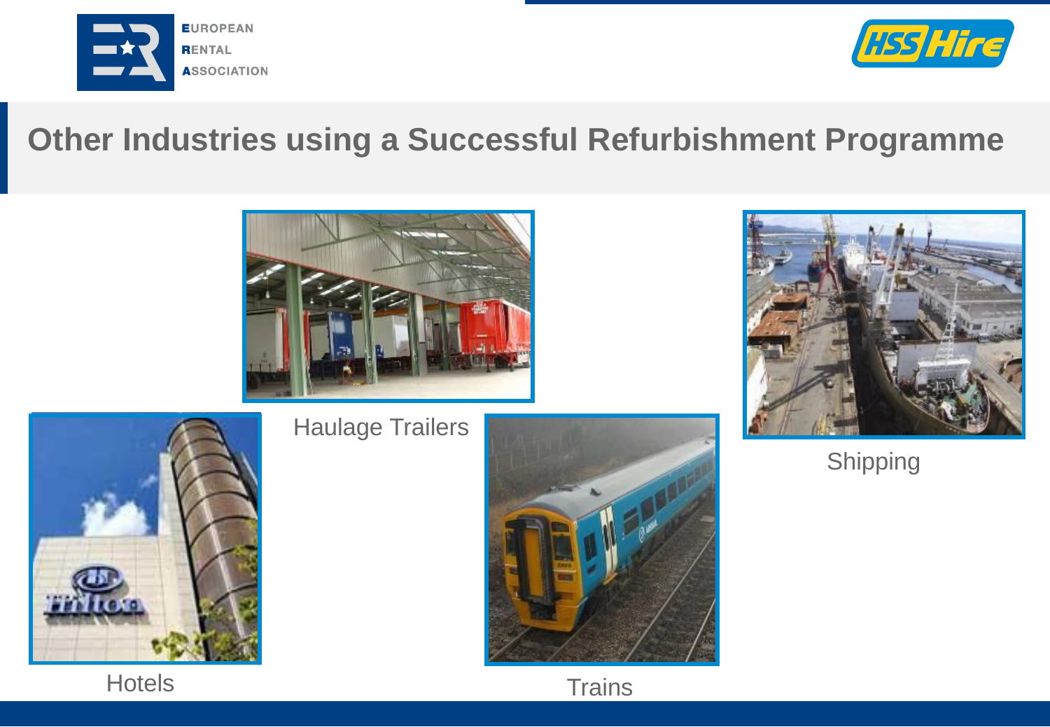# Other Industries using a Successful Refurbishment Programme

Haulage Trailers

Shipping

Hotels

Trains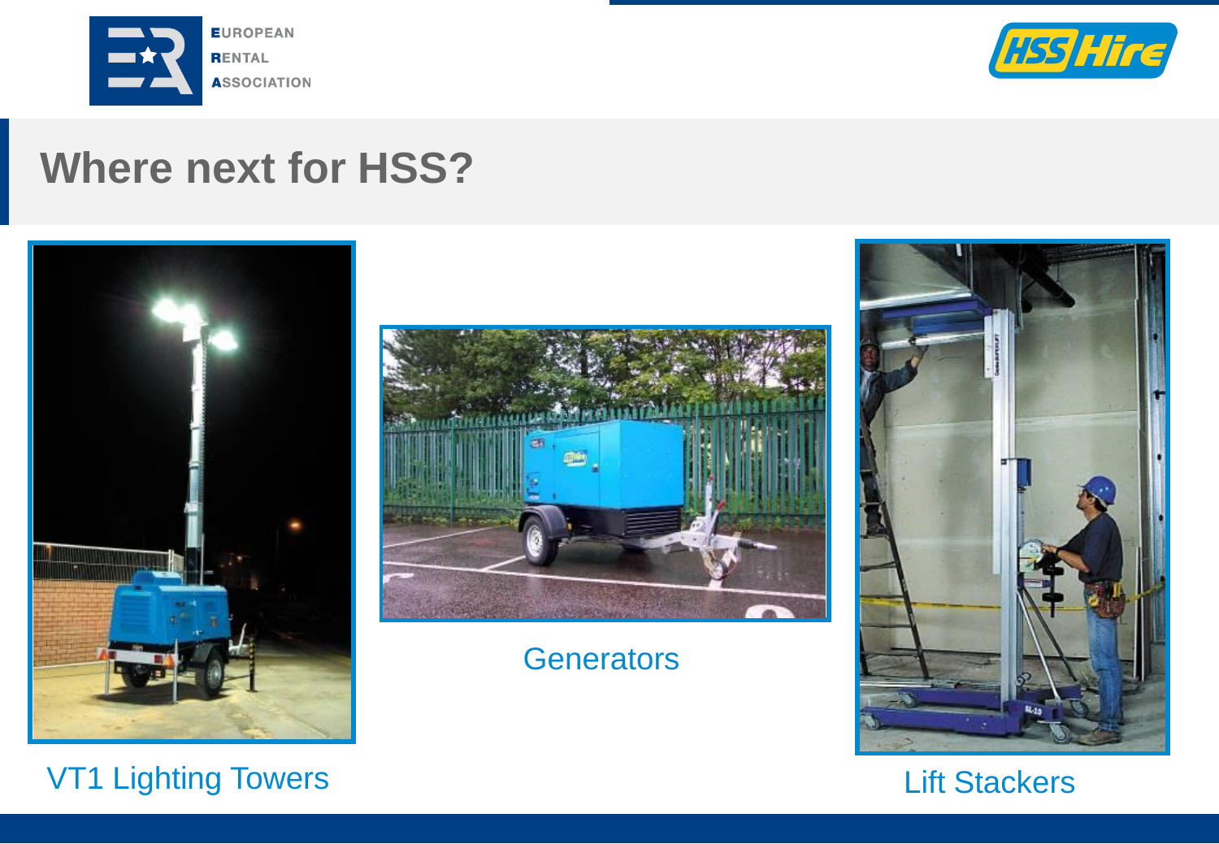# Where next for HSS?

VT1 Lighting Towers

Generators

Lift Stackers